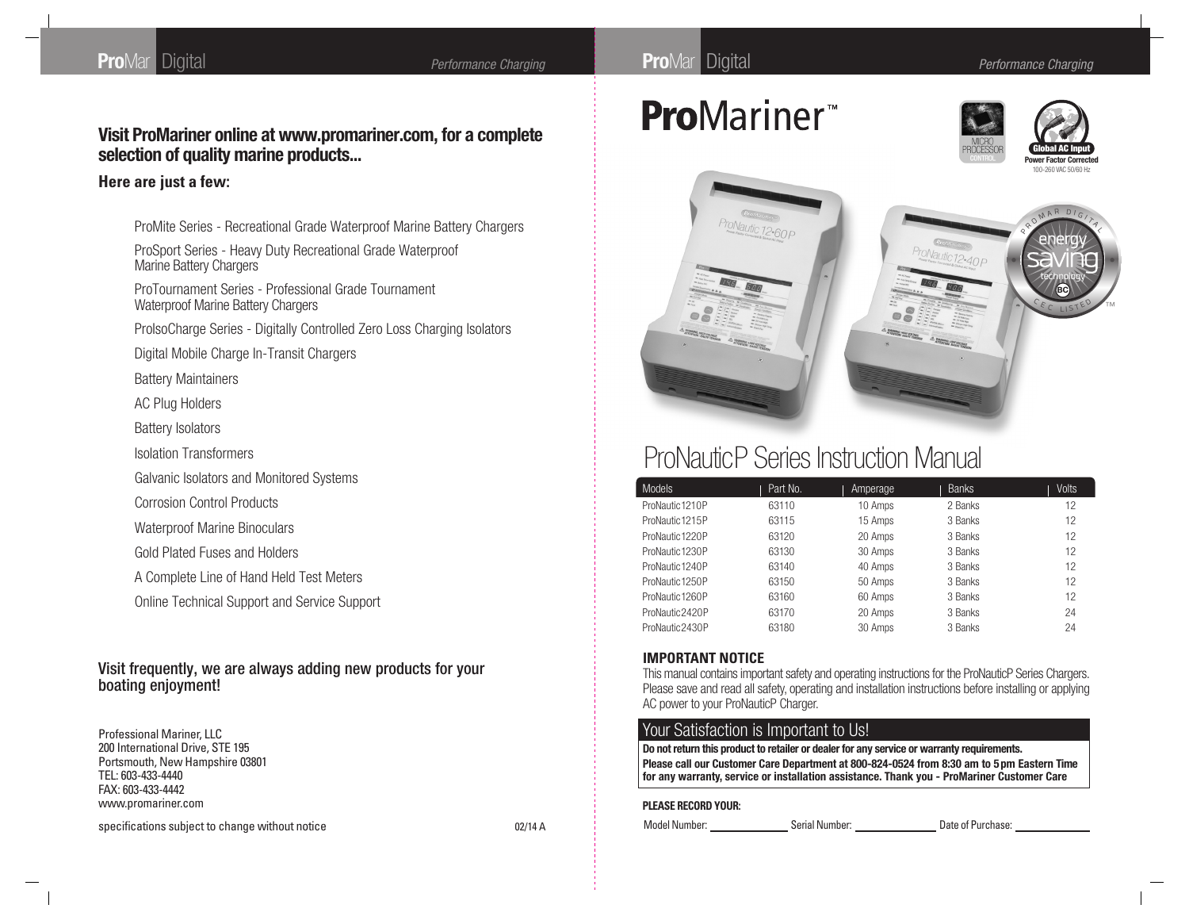## Visit ProMariner online at www.promariner.com, for a complete selection of quality marine products...

**Here are just a few:**

- ProMite Series - Recreational Grade Waterproof Marine Battery Chargers
- ProSport Series - Heavy Duty Recreational Grade Waterproof Marine Battery Chargers
- ProTournament Series - Professional Grade Tournament Waterproof Marine Battery Chargers
- ProIsoCharge Series - Digitally Controlled Zero Loss Charging Isolators
- Digital Mobile Charge In-Transit Chargers
- Battery Maintainers
- AC Plug Holders
- Battery Isolators
- Isolation Transformers
- Galvanic Isolators and Monitored Systems
- Corrosion Control Products
- Waterproof Marine Binoculars
- Gold Plated Fuses and Holders
- A Complete Line of Hand Held Test Meters
- Online Technical Support and Service Support

**Visit frequently, we are always adding new products for your boating enjoyment!**

Professional Mariner, LLC
200 International Drive, STE 195
Portsmouth, New Hampshire 03801
TEL: 603-433-4440
FAX: 603-433-4442
www.promariner.com

specifications subject to change without notice

02/14 A

# ProMariner™

MICRO PROCESSOR CONTROL

**Global AC Input**
**Power Factor Corrected**
100-260 VAC 50/60 Hz

PROMAR DIGITAL energy saving technology BC CEC LISTED™

# ProNauticP Series Instruction Manual

| Models | Part No. | Amperage | Banks | Volts |
|---|---|---|---|---|
| ProNautic1210P | 63110 | 10 Amps | 2 Banks | 12 |
| ProNautic1215P | 63115 | 15 Amps | 3 Banks | 12 |
| ProNautic1220P | 63120 | 20 Amps | 3 Banks | 12 |
| ProNautic1230P | 63130 | 30 Amps | 3 Banks | 12 |
| ProNautic1240P | 63140 | 40 Amps | 3 Banks | 12 |
| ProNautic1250P | 63150 | 50 Amps | 3 Banks | 12 |
| ProNautic1260P | 63160 | 60 Amps | 3 Banks | 12 |
| ProNautic2420P | 63170 | 20 Amps | 3 Banks | 24 |
| ProNautic2430P | 63180 | 30 Amps | 3 Banks | 24 |

### IMPORTANT NOTICE

This manual contains important safety and operating instructions for the ProNauticP Series Chargers. Please save and read all safety, operating and installation instructions before installing or applying AC power to your ProNauticP Charger.

## Your Satisfaction is Important to Us!

**Do not return this product to retailer or dealer for any service or warranty requirements.**
**Please call our Customer Care Department at 800-824-0524 from 8:30 am to 5 pm Eastern Time for any warranty, service or installation assistance. Thank you - ProMariner Customer Care**

**PLEASE RECORD YOUR:**

Model Number: ____________ Serial Number: ____________ Date of Purchase: ____________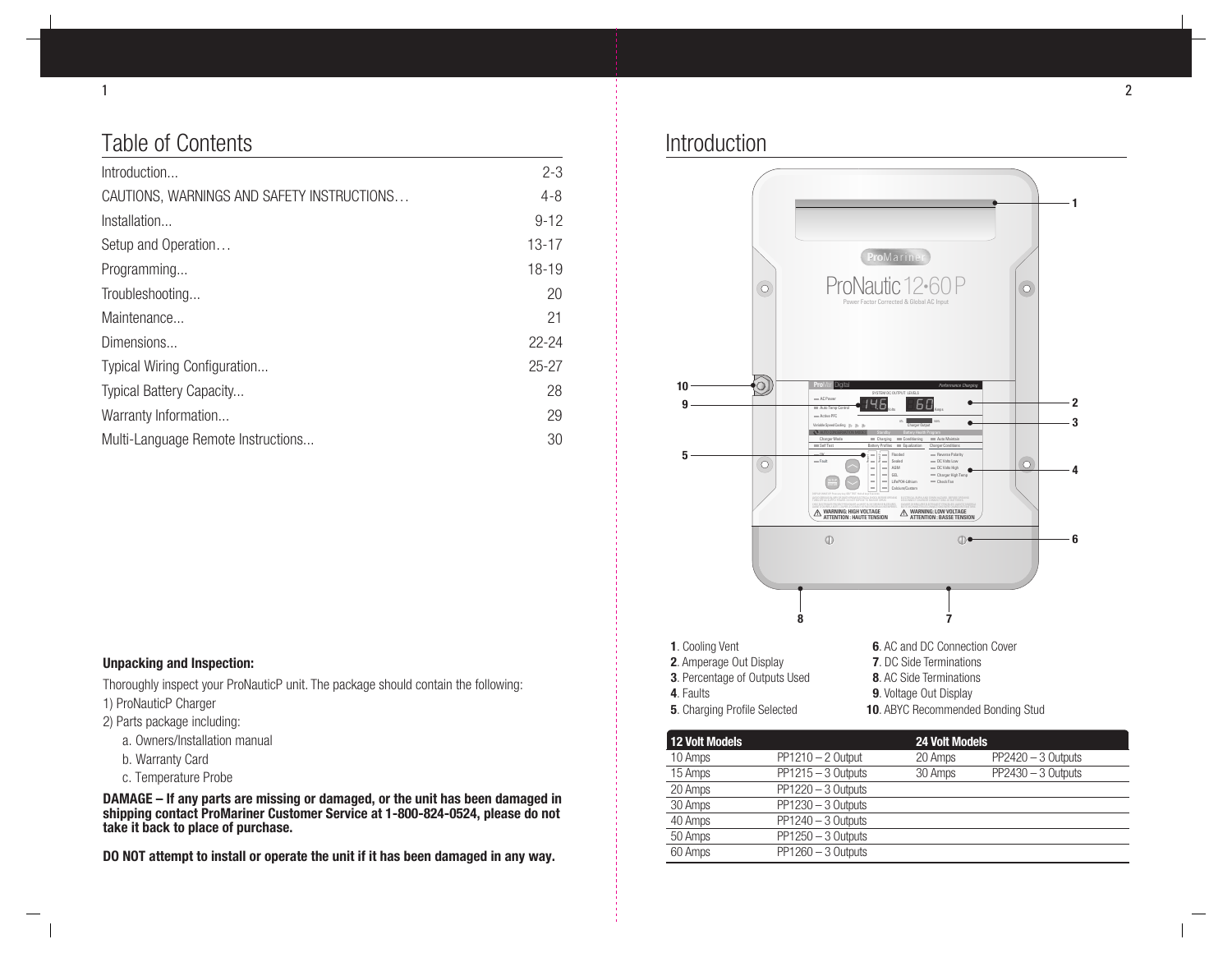# Table of Contents

| | |
|---|---|
| Introduction... | 2-3 |
| CAUTIONS, WARNINGS AND SAFETY INSTRUCTIONS… | 4-8 |
| Installation... | 9-12 |
| Setup and Operation… | 13-17 |
| Programming... | 18-19 |
| Troubleshooting... | 20 |
| Maintenance... | 21 |
| Dimensions... | 22-24 |
| Typical Wiring Configuration... | 25-27 |
| Typical Battery Capacity... | 28 |
| Warranty Information... | 29 |
| Multi-Language Remote Instructions... | 30 |

**Unpacking and Inspection:**

Thoroughly inspect your ProNauticP unit. The package should contain the following:

1) ProNauticP Charger

2) Parts package including:

a. Owners/Installation manual

b. Warranty Card

c. Temperature Probe

**DAMAGE – If any parts are missing or damaged, or the unit has been damaged in shipping contact ProMariner Customer Service at 1-800-824-0524, please do not take it back to place of purchase.**

**DO NOT attempt to install or operate the unit if it has been damaged in any way.**

# Introduction

**1**. Cooling Vent
**2**. Amperage Out Display
**3**. Percentage of Outputs Used
**4**. Faults
**5**. Charging Profile Selected
**6**. AC and DC Connection Cover
**7**. DC Side Terminations
**8**. AC Side Terminations
**9**. Voltage Out Display
**10**. ABYC Recommended Bonding Stud

| 12 Volt Models | | 24 Volt Models | |
|---|---|---|---|
| 10 Amps | PP1210 – 2 Output | 20 Amps | PP2420 – 3 Outputs |
| 15 Amps | PP1215 – 3 Outputs | 30 Amps | PP2430 – 3 Outputs |
| 20 Amps | PP1220 – 3 Outputs | | |
| 30 Amps | PP1230 – 3 Outputs | | |
| 40 Amps | PP1240 – 3 Outputs | | |
| 50 Amps | PP1250 – 3 Outputs | | |
| 60 Amps | PP1260 – 3 Outputs | | |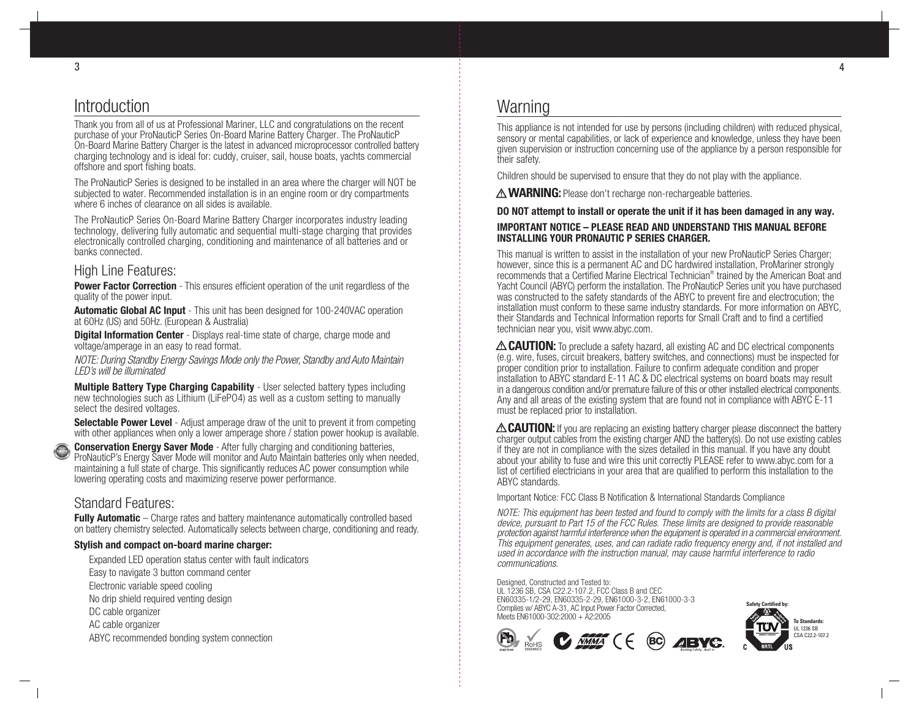# Introduction

Thank you from all of us at Professional Mariner, LLC and congratulations on the recent purchase of your ProNauticP Series On-Board Marine Battery Charger. The ProNauticP On-Board Marine Battery Charger is the latest in advanced microprocessor controlled battery charging technology and is ideal for: cuddy, cruiser, sail, house boats, yachts commercial offshore and sport fishing boats.

The ProNauticP Series is designed to be installed in an area where the charger will NOT be subjected to water. Recommended installation is in an engine room or dry compartments where 6 inches of clearance on all sides is available.

The ProNauticP Series On-Board Marine Battery Charger incorporates industry leading technology, delivering fully automatic and sequential multi-stage charging that provides electronically controlled charging, conditioning and maintenance of all batteries and or banks connected.

## High Line Features:

**Power Factor Correction** - This ensures efficient operation of the unit regardless of the quality of the power input.

**Automatic Global AC Input** - This unit has been designed for 100-240VAC operation at 60Hz (US) and 50Hz. (European & Australia)

**Digital Information Center** - Displays real-time state of charge, charge mode and voltage/amperage in an easy to read format.

*NOTE: During Standby Energy Savings Mode only the Power, Standby and Auto Maintain LED's will be illuminated*

**Multiple Battery Type Charging Capability** - User selected battery types including new technologies such as Lithium (LiFePO4) as well as a custom setting to manually select the desired voltages.

**Selectable Power Level** - Adjust amperage draw of the unit to prevent it from competing with other appliances when only a lower amperage shore / station power hookup is available.

**Conservation Energy Saver Mode** - After fully charging and conditioning batteries, ProNauticP's Energy Saver Mode will monitor and Auto Maintain batteries only when needed, maintaining a full state of charge. This significantly reduces AC power consumption while lowering operating costs and maximizing reserve power performance.

## Standard Features:

**Fully Automatic** – Charge rates and battery maintenance automatically controlled based on battery chemistry selected. Automatically selects between charge, conditioning and ready.

**Stylish and compact on-board marine charger:**

- Expanded LED operation status center with fault indicators
- Easy to navigate 3 button command center
- Electronic variable speed cooling
- No drip shield required venting design
- DC cable organizer
- AC cable organizer
- ABYC recommended bonding system connection

# Warning

This appliance is not intended for use by persons (including children) with reduced physical, sensory or mental capabilities, or lack of experience and knowledge, unless they have been given supervision or instruction concerning use of the appliance by a person responsible for their safety.

Children should be supervised to ensure that they do not play with the appliance.

⚠ **WARNING:** Please don't recharge non-rechargeable batteries.

**DO NOT attempt to install or operate the unit if it has been damaged in any way.**

**IMPORTANT NOTICE – PLEASE READ AND UNDERSTAND THIS MANUAL BEFORE INSTALLING YOUR PRONAUTIC P SERIES CHARGER.**

This manual is written to assist in the installation of your new ProNauticP Series Charger; however, since this is a permanent AC and DC hardwired installation, ProMariner strongly recommends that a Certified Marine Electrical Technician® trained by the American Boat and Yacht Council (ABYC) perform the installation. The ProNauticP Series unit you have purchased was constructed to the safety standards of the ABYC to prevent fire and electrocution; the installation must conform to these same industry standards. For more information on ABYC, their Standards and Technical Information reports for Small Craft and to find a certified technician near you, visit www.abyc.com.

⚠ **CAUTION:** To preclude a safety hazard, all existing AC and DC electrical components (e.g. wire, fuses, circuit breakers, battery switches, and connections) must be inspected for proper condition prior to installation. Failure to confirm adequate condition and proper installation to ABYC standard E-11 AC & DC electrical systems on board boats may result in a dangerous condition and/or premature failure of this or other installed electrical components. Any and all areas of the existing system that are found not in compliance with ABYC E-11 must be replaced prior to installation.

⚠ **CAUTION:** If you are replacing an existing battery charger please disconnect the battery charger output cables from the existing charger AND the battery(s). Do not use existing cables if they are not in compliance with the sizes detailed in this manual. If you have any doubt about your ability to fuse and wire this unit correctly PLEASE refer to www.abyc.com for a list of certified electricians in your area that are qualified to perform this installation to the ABYC standards.

Important Notice: FCC Class B Notification & International Standards Compliance

*NOTE: This equipment has been tested and found to comply with the limits for a class B digital device, pursuant to Part 15 of the FCC Rules. These limits are designed to provide reasonable protection against harmful interference when the equipment is operated in a commercial environment. This equipment generates, uses, and can radiate radio frequency energy and, if not installed and used in accordance with the instruction manual, may cause harmful interference to radio communications.*

Designed, Constructed and Tested to:
UL 1236 SB, CSA C22.2-107.2, FCC Class B and CEC
EN60335-1/2-29, EN60335-2-29, EN61000-3-2, EN61000-3-3
Complies w/ ABYC A-31, AC Input Power Factor Corrected,
Meets EN61000-302:2000 + A2:2005

Safety Certified by:

To Standards:
UL 1236 SB
CSA C22.2-107.2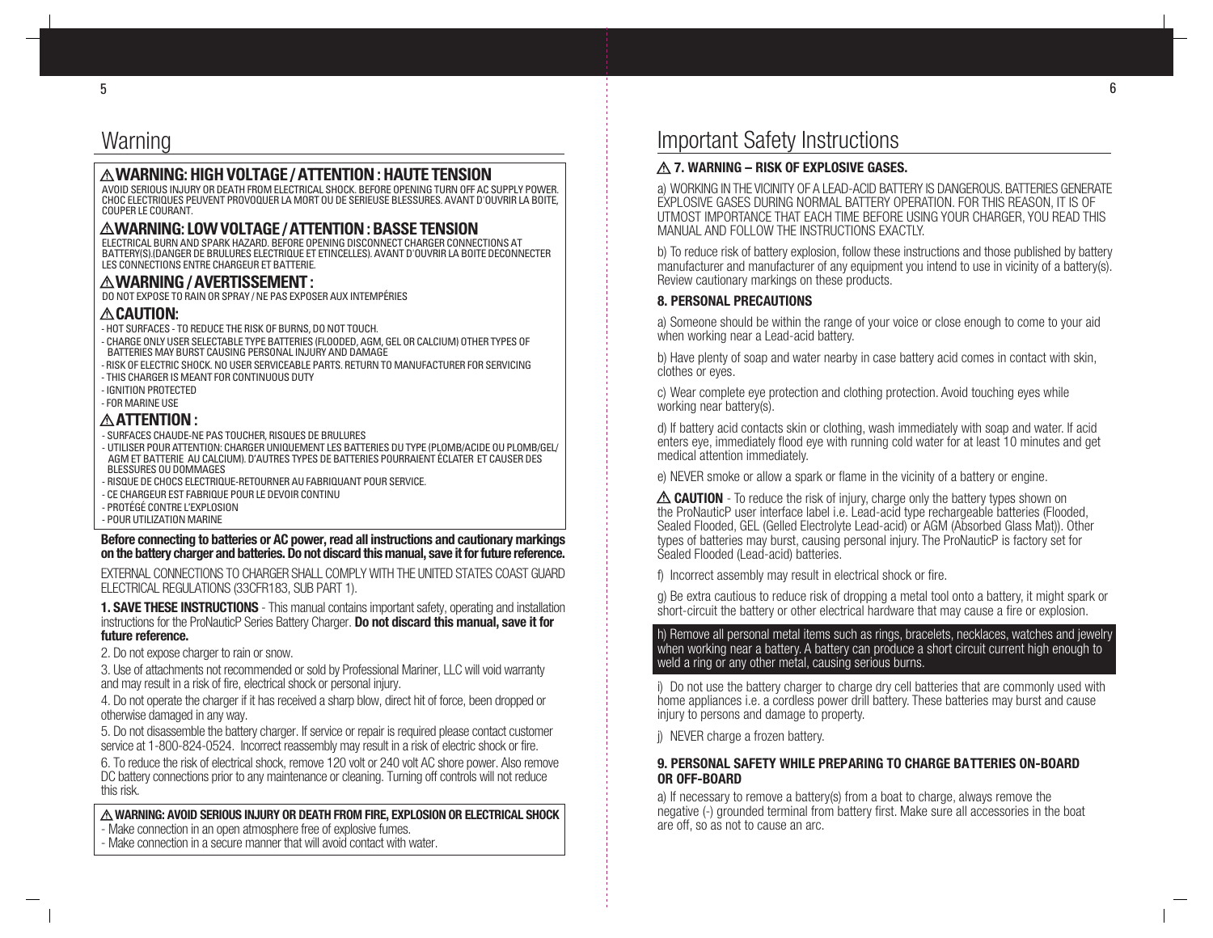# Warning

### ⚠WARNING: HIGH VOLTAGE / ATTENTION : HAUTE TENSION

AVOID SERIOUS INJURY OR DEATH FROM ELECTRICAL SHOCK. BEFORE OPENING TURN OFF AC SUPPLY POWER. CHOC ELECTRIQUES PEUVENT PROVOQUER LA MORT OU DE SERIEUSE BLESSURES. AVANT D'OUVRIR LA BOITE, COUPER LE COURANT.

### ⚠WARNING: LOW VOLTAGE / ATTENTION : BASSE TENSION

ELECTRICAL BURN AND SPARK HAZARD. BEFORE OPENING DISCONNECT CHARGER CONNECTIONS AT BATTERY(S).(DANGER DE BRULURES ELECTRIQUE ET ETINCELLES). AVANT D'OUVRIR LA BOITE DECONNECTER LES CONNECTIONS ENTRE CHARGEUR ET BATTERIE.

### ⚠WARNING / AVERTISSEMENT :

DO NOT EXPOSE TO RAIN OR SPRAY / NE PAS EXPOSER AUX INTEMPÉRIES

### ⚠CAUTION:

- HOT SURFACES - TO REDUCE THE RISK OF BURNS, DO NOT TOUCH.
- CHARGE ONLY USER SELECTABLE TYPE BATTERIES (FLOODED, AGM, GEL OR CALCIUM) OTHER TYPES OF BATTERIES MAY BURST CAUSING PERSONAL INJURY AND DAMAGE
- RISK OF ELECTRIC SHOCK. NO USER SERVICEABLE PARTS. RETURN TO MANUFACTURER FOR SERVICING
- THIS CHARGER IS MEANT FOR CONTINUOUS DUTY
- IGNITION PROTECTED
- FOR MARINE USE

### ⚠ATTENTION :

- SURFACES CHAUDE-NE PAS TOUCHER, RISQUES DE BRULURES
- UTILISER POUR ATTENTION: CHARGER UNIQUEMENT LES BATTERIES DU TYPE (PLOMB/ACIDE OU PLOMB/GEL/ AGM ET BATTERIE AU CALCIUM). D'AUTRES TYPES DE BATTERIES POURRAIENT ÉCLATER ET CAUSER DES BLESSURES OU DOMMAGES
- RISQUE DE CHOCS ELECTRIQUE-RETOURNER AU FABRIQUANT POUR SERVICE.
- CE CHARGEUR EST FABRIQUE POUR LE DEVOIR CONTINU
- PROTÉGÉ CONTRE L'EXPLOSION
- POUR UTILIZATION MARINE

**Before connecting to batteries or AC power, read all instructions and cautionary markings on the battery charger and batteries. Do not discard this manual, save it for future reference.**

EXTERNAL CONNECTIONS TO CHARGER SHALL COMPLY WITH THE UNITED STATES COAST GUARD ELECTRICAL REGULATIONS (33CFR183, SUB PART 1).

**1. SAVE THESE INSTRUCTIONS** - This manual contains important safety, operating and installation instructions for the ProNauticP Series Battery Charger. **Do not discard this manual, save it for future reference.**

2. Do not expose charger to rain or snow.

3. Use of attachments not recommended or sold by Professional Mariner, LLC will void warranty and may result in a risk of fire, electrical shock or personal injury.

4. Do not operate the charger if it has received a sharp blow, direct hit of force, been dropped or otherwise damaged in any way.

5. Do not disassemble the battery charger. If service or repair is required please contact customer service at 1-800-824-0524. Incorrect reassembly may result in a risk of electric shock or fire.

6. To reduce the risk of electrical shock, remove 120 volt or 240 volt AC shore power. Also remove DC battery connections prior to any maintenance or cleaning. Turning off controls will not reduce this risk.

**⚠ WARNING: AVOID SERIOUS INJURY OR DEATH FROM FIRE, EXPLOSION OR ELECTRICAL SHOCK**

- Make connection in an open atmosphere free of explosive fumes.
- Make connection in a secure manner that will avoid contact with water.

# Important Safety Instructions

### ⚠ 7. WARNING – RISK OF EXPLOSIVE GASES.

a) WORKING IN THE VICINITY OF A LEAD-ACID BATTERY IS DANGEROUS. BATTERIES GENERATE EXPLOSIVE GASES DURING NORMAL BATTERY OPERATION. FOR THIS REASON, IT IS OF UTMOST IMPORTANCE THAT EACH TIME BEFORE USING YOUR CHARGER, YOU READ THIS MANUAL AND FOLLOW THE INSTRUCTIONS EXACTLY.

b) To reduce risk of battery explosion, follow these instructions and those published by battery manufacturer and manufacturer of any equipment you intend to use in vicinity of a battery(s). Review cautionary markings on these products.

### 8. PERSONAL PRECAUTIONS

a) Someone should be within the range of your voice or close enough to come to your aid when working near a Lead-acid battery.

b) Have plenty of soap and water nearby in case battery acid comes in contact with skin, clothes or eyes.

c) Wear complete eye protection and clothing protection. Avoid touching eyes while working near battery(s).

d) If battery acid contacts skin or clothing, wash immediately with soap and water. If acid enters eye, immediately flood eye with running cold water for at least 10 minutes and get medical attention immediately.

e) NEVER smoke or allow a spark or flame in the vicinity of a battery or engine.

**⚠ CAUTION** - To reduce the risk of injury, charge only the battery types shown on the ProNauticP user interface label i.e. Lead-acid type rechargeable batteries (Flooded, Sealed Flooded, GEL (Gelled Electrolyte Lead-acid) or AGM (Absorbed Glass Mat)). Other types of batteries may burst, causing personal injury. The ProNauticP is factory set for Sealed Flooded (Lead-acid) batteries.

f) Incorrect assembly may result in electrical shock or fire.

g) Be extra cautious to reduce risk of dropping a metal tool onto a battery, it might spark or short-circuit the battery or other electrical hardware that may cause a fire or explosion.

h) Remove all personal metal items such as rings, bracelets, necklaces, watches and jewelry when working near a battery. A battery can produce a short circuit current high enough to weld a ring or any other metal, causing serious burns.

i) Do not use the battery charger to charge dry cell batteries that are commonly used with home appliances i.e. a cordless power drill battery. These batteries may burst and cause injury to persons and damage to property.

j) NEVER charge a frozen battery.

### 9. PERSONAL SAFETY WHILE PREPARING TO CHARGE BATTERIES ON-BOARD OR OFF-BOARD

a) If necessary to remove a battery(s) from a boat to charge, always remove the negative (-) grounded terminal from battery first. Make sure all accessories in the boat are off, so as not to cause an arc.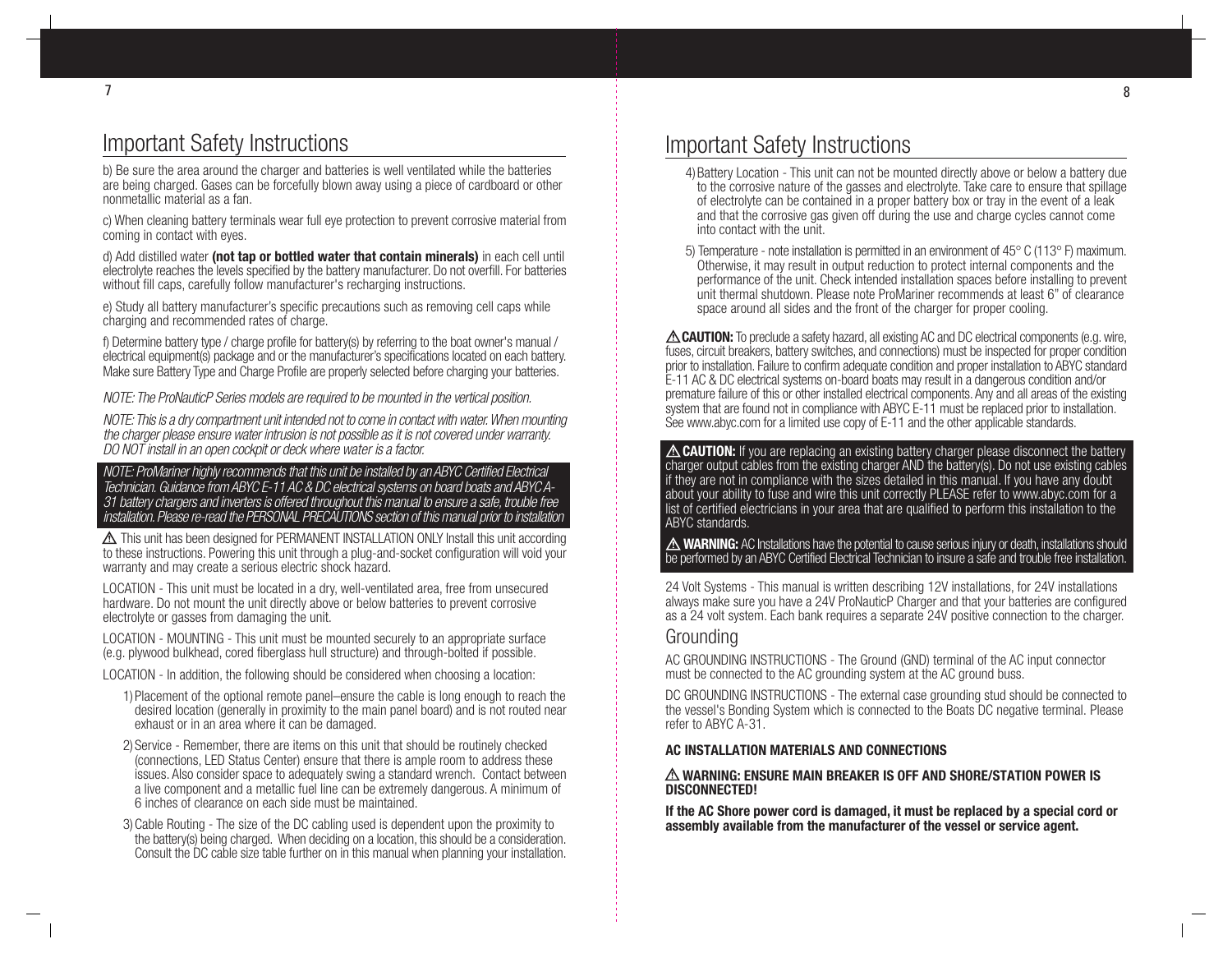## Important Safety Instructions

b) Be sure the area around the charger and batteries is well ventilated while the batteries are being charged. Gases can be forcefully blown away using a piece of cardboard or other nonmetallic material as a fan.

c) When cleaning battery terminals wear full eye protection to prevent corrosive material from coming in contact with eyes.

d) Add distilled water **(not tap or bottled water that contain minerals)** in each cell until electrolyte reaches the levels specified by the battery manufacturer. Do not overfill. For batteries without fill caps, carefully follow manufacturer's recharging instructions.

e) Study all battery manufacturer's specific precautions such as removing cell caps while charging and recommended rates of charge.

f) Determine battery type / charge profile for battery(s) by referring to the boat owner's manual / electrical equipment(s) package and or the manufacturer's specifications located on each battery. Make sure Battery Type and Charge Profile are properly selected before charging your batteries.

*NOTE: The ProNauticP Series models are required to be mounted in the vertical position.*

*NOTE: This is a dry compartment unit intended not to come in contact with water. When mounting the charger please ensure water intrusion is not possible as it is not covered under warranty. DO NOT install in an open cockpit or deck where water is a factor.*

*NOTE: ProMariner highly recommends that this unit be installed by an ABYC Certified Electrical Technician. Guidance from ABYC E-11 AC & DC electrical systems on board boats and ABYC A-31 battery chargers and inverters is offered throughout this manual to ensure a safe, trouble free installation. Please re-read the PERSONAL PRECAUTIONS section of this manual prior to installation*

⚠ This unit has been designed for PERMANENT INSTALLATION ONLY Install this unit according to these instructions. Powering this unit through a plug-and-socket configuration will void your warranty and may create a serious electric shock hazard.

LOCATION - This unit must be located in a dry, well-ventilated area, free from unsecured hardware. Do not mount the unit directly above or below batteries to prevent corrosive electrolyte or gasses from damaging the unit.

LOCATION - MOUNTING - This unit must be mounted securely to an appropriate surface (e.g. plywood bulkhead, cored fiberglass hull structure) and through-bolted if possible.

LOCATION - In addition, the following should be considered when choosing a location:

1) Placement of the optional remote panel–ensure the cable is long enough to reach the desired location (generally in proximity to the main panel board) and is not routed near exhaust or in an area where it can be damaged.
2) Service - Remember, there are items on this unit that should be routinely checked (connections, LED Status Center) ensure that there is ample room to address these issues. Also consider space to adequately swing a standard wrench. Contact between a live component and a metallic fuel line can be extremely dangerous. A minimum of 6 inches of clearance on each side must be maintained.
3) Cable Routing - The size of the DC cabling used is dependent upon the proximity to the battery(s) being charged. When deciding on a location, this should be a consideration. Consult the DC cable size table further on in this manual when planning your installation.
4) Battery Location - This unit can not be mounted directly above or below a battery due to the corrosive nature of the gasses and electrolyte. Take care to ensure that spillage of electrolyte can be contained in a proper battery box or tray in the event of a leak and that the corrosive gas given off during the use and charge cycles cannot come into contact with the unit.
5) Temperature - note installation is permitted in an environment of 45° C (113° F) maximum. Otherwise, it may result in output reduction to protect internal components and the performance of the unit. Check intended installation spaces before installing to prevent unit thermal shutdown. Please note ProMariner recommends at least 6" of clearance space around all sides and the front of the charger for proper cooling.

⚠ **CAUTION:** To preclude a safety hazard, all existing AC and DC electrical components (e.g. wire, fuses, circuit breakers, battery switches, and connections) must be inspected for proper condition prior to installation. Failure to confirm adequate condition and proper installation to ABYC standard E-11 AC & DC electrical systems on-board boats may result in a dangerous condition and/or premature failure of this or other installed electrical components. Any and all areas of the existing system that are found not in compliance with ABYC E-11 must be replaced prior to installation. See www.abyc.com for a limited use copy of E-11 and the other applicable standards.

⚠ **CAUTION:** If you are replacing an existing battery charger please disconnect the battery charger output cables from the existing charger AND the battery(s). Do not use existing cables if they are not in compliance with the sizes detailed in this manual. If you have any doubt about your ability to fuse and wire this unit correctly PLEASE refer to www.abyc.com for a list of certified electricians in your area that are qualified to perform this installation to the ABYC standards.

⚠ **WARNING:** AC Installations have the potential to cause serious injury or death, installations should be performed by an ABYC Certified Electrical Technician to insure a safe and trouble free installation.

24 Volt Systems - This manual is written describing 12V installations, for 24V installations always make sure you have a 24V ProNauticP Charger and that your batteries are configured as a 24 volt system. Each bank requires a separate 24V positive connection to the charger.

### Grounding

AC GROUNDING INSTRUCTIONS - The Ground (GND) terminal of the AC input connector must be connected to the AC grounding system at the AC ground buss.

DC GROUNDING INSTRUCTIONS - The external case grounding stud should be connected to the vessel's Bonding System which is connected to the Boats DC negative terminal. Please refer to ABYC A-31.

**AC INSTALLATION MATERIALS AND CONNECTIONS**

⚠ **WARNING: ENSURE MAIN BREAKER IS OFF AND SHORE/STATION POWER IS DISCONNECTED!**

**If the AC Shore power cord is damaged, it must be replaced by a special cord or assembly available from the manufacturer of the vessel or service agent.**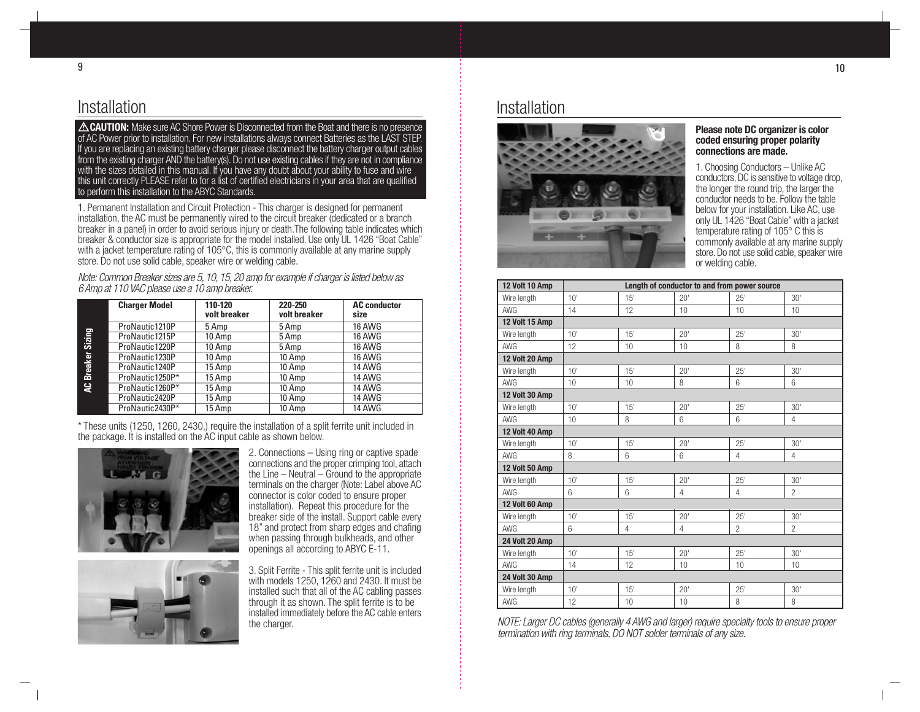# Installation

⚠ **CAUTION:** Make sure AC Shore Power is Disconnected from the Boat and there is no presence of AC Power prior to installation. For new installations always connect Batteries as the LAST STEP. If you are replacing an existing battery charger please disconnect the battery charger output cables from the existing charger AND the battery(s). Do not use existing cables if they are not in compliance with the sizes detailed in this manual. If you have any doubt about your ability to fuse and wire this unit correctly PLEASE refer to for a list of certified electricians in your area that are qualified to perform this installation to the ABYC Standards.

1. Permanent Installation and Circuit Protection - This charger is designed for permanent installation, the AC must be permanently wired to the circuit breaker (dedicated or a branch breaker in a panel) in order to avoid serious injury or death.The following table indicates which breaker & conductor size is appropriate for the model installed. Use only UL 1426 "Boat Cable" with a jacket temperature rating of 105°C, this is commonly available at any marine supply store. Do not use solid cable, speaker wire or welding cable.

*Note: Common Breaker sizes are 5, 10, 15, 20 amp for example if charger is listed below as 6 Amp at 110 VAC please use a 10 amp breaker.*

**AC Breaker Sizing**

| Charger Model | 110-120 volt breaker | 220-250 volt breaker | AC conductor size |
|---|---|---|---|
| ProNautic1210P | 5 Amp | 5 Amp | 16 AWG |
| ProNautic1215P | 10 Amp | 5 Amp | 16 AWG |
| ProNautic1220P | 10 Amp | 5 Amp | 16 AWG |
| ProNautic1230P | 10 Amp | 10 Amp | 16 AWG |
| ProNautic1240P | 15 Amp | 10 Amp | 14 AWG |
| ProNautic1250P* | 15 Amp | 10 Amp | 14 AWG |
| ProNautic1260P* | 15 Amp | 10 Amp | 14 AWG |
| ProNautic2420P | 15 Amp | 10 Amp | 14 AWG |
| ProNautic2430P* | 15 Amp | 10 Amp | 14 AWG |

\* These units (1250, 1260, 2430,) require the installation of a split ferrite unit included in the package. It is installed on the AC input cable as shown below.

2. Connections – Using ring or captive spade connections and the proper crimping tool, attach the Line – Neutral – Ground to the appropriate terminals on the charger (Note: Label above AC connector is color coded to ensure proper installation). Repeat this procedure for the breaker side of the install. Support cable every 18" and protect from sharp edges and chafing when passing through bulkheads, and other openings all according to ABYC E-11.

3. Split Ferrite - This split ferrite unit is included with models 1250, 1260 and 2430. It must be installed such that all of the AC cabling passes through it as shown. The split ferrite is to be installed immediately before the AC cable enters the charger.

# Installation

**Please note DC organizer is color coded ensuring proper polarity connections are made.**

1. Choosing Conductors – Unlike AC conductors, DC is sensitive to voltage drop, the longer the round trip, the larger the conductor needs to be. Follow the table below for your installation. Like AC, use only UL 1426 "Boat Cable" with a jacket temperature rating of 105° C this is commonly available at any marine supply store. Do not use solid cable, speaker wire or welding cable.

| 12 Volt 10 Amp | Length of conductor to and from power source | | | | |
|---|---|---|---|---|---|
| Wire length | 10' | 15' | 20' | 25' | 30' |
| AWG | 14 | 12 | 10 | 10 | 10 |
| **12 Volt 15 Amp** | | | | | |
| Wire length | 10' | 15' | 20' | 25' | 30' |
| AWG | 12 | 10 | 10 | 8 | 8 |
| **12 Volt 20 Amp** | | | | | |
| Wire length | 10' | 15' | 20' | 25' | 30' |
| AWG | 10 | 10 | 8 | 6 | 6 |
| **12 Volt 30 Amp** | | | | | |
| Wire length | 10' | 15' | 20' | 25' | 30' |
| AWG | 10 | 8 | 6 | 6 | 4 |
| **12 Volt 40 Amp** | | | | | |
| Wire length | 10' | 15' | 20' | 25' | 30' |
| AWG | 8 | 6 | 6 | 4 | 4 |
| **12 Volt 50 Amp** | | | | | |
| Wire length | 10' | 15' | 20' | 25' | 30' |
| AWG | 6 | 6 | 4 | 4 | 2 |
| **12 Volt 60 Amp** | | | | | |
| Wire length | 10' | 15' | 20' | 25' | 30' |
| AWG | 6 | 4 | 4 | 2 | 2 |
| **24 Volt 20 Amp** | | | | | |
| Wire length | 10' | 15' | 20' | 25' | 30' |
| AWG | 14 | 12 | 10 | 10 | 10 |
| **24 Volt 30 Amp** | | | | | |
| Wire length | 10' | 15' | 20' | 25' | 30' |
| AWG | 12 | 10 | 10 | 8 | 8 |

*NOTE: Larger DC cables (generally 4 AWG and larger) require specialty tools to ensure proper termination with ring terminals. DO NOT solder terminals of any size.*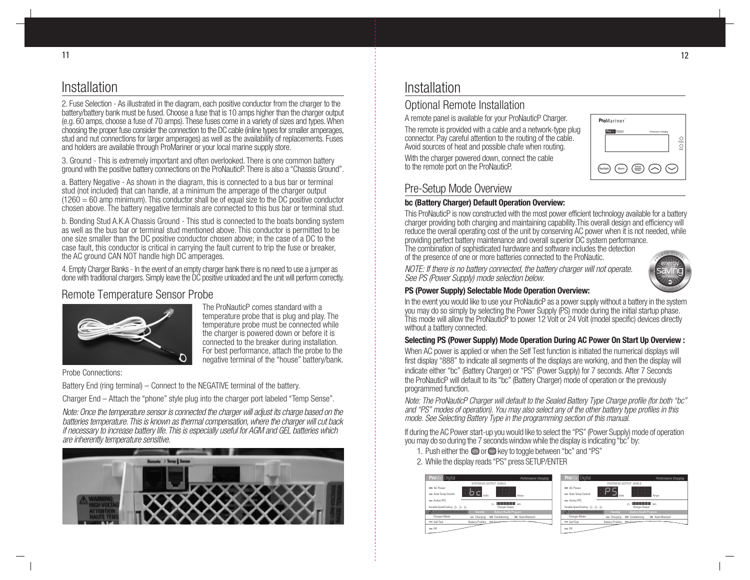# Installation

2. Fuse Selection - As illustrated in the diagram, each positive conductor from the charger to the battery/battery bank must be fused. Choose a fuse that is 10 amps higher than the charger output (e.g. 60 amps, choose a fuse of 70 amps). These fuses come in a variety of sizes and types. When choosing the proper fuse consider the connection to the DC cable (inline types for smaller amperages, stud and nut connections for larger amperages) as well as the availability of replacements. Fuses and holders are available through ProMariner or your local marine supply store.

3. Ground - This is extremely important and often overlooked. There is one common battery ground with the positive battery connections on the ProNauticP. There is also a "Chassis Ground".

a. Battery Negative - As shown in the diagram, this is connected to a bus bar or terminal stud (not included) that can handle, at a minimum the amperage of the charger output (1260 = 60 amp minimum). This conductor shall be of equal size to the DC positive conductor chosen above. The battery negative terminals are connected to this bus bar or terminal stud.

b. Bonding Stud A.K.A Chassis Ground - This stud is connected to the boats bonding system as well as the bus bar or terminal stud mentioned above. This conductor is permitted to be one size smaller than the DC positive conductor chosen above; in the case of a DC to the case fault, this conductor is critical in carrying the fault current to trip the fuse or breaker, the AC ground CAN NOT handle high DC amperages.

4. Empty Charger Banks - In the event of an empty charger bank there is no need to use a jumper as done with traditional chargers. Simply leave the DC positive unloaded and the unit will perform correctly.

## Remote Temperature Sensor Probe

The ProNauticP comes standard with a temperature probe that is plug and play. The temperature probe must be connected while the charger is powered down or before it is connected to the breaker during installation. For best performance, attach the probe to the negative terminal of the "house" battery/bank.

Probe Connections:

Battery End (ring terminal) – Connect to the NEGATIVE terminal of the battery.

Charger End – Attach the "phone" style plug into the charger port labeled "Temp Sense".

*Note: Once the temperature sensor is connected the charger will adjust its charge based on the batteries temperature. This is known as thermal compensation, where the charger will cut back if necessary to increase battery life. This is especially useful for AGM and GEL batteries which are inherently temperature sensitive.*

# Installation

## Optional Remote Installation

A remote panel is available for your ProNauticP Charger.

The remote is provided with a cable and a network-type plug connector. Pay careful attention to the routing of the cable. Avoid sources of heat and possible chafe when routing.

With the charger powered down, connect the cable to the remote port on the ProNauticP.

## Pre-Setup Mode Overview

**bc (Battery Charger) Default Operation Overview:**

This ProNauticP is now constructed with the most power efficient technology available for a battery charger providing both charging and maintaining capability. This overall design and efficiency will reduce the overall operating cost of the unit by conserving AC power when it is not needed, while providing perfect battery maintenance and overall superior DC system performance. The combination of sophisticated hardware and software includes the detection of the presence of one or more batteries connected to the ProNautic.

*NOTE: If there is no battery connected, the battery charger will not operate. See PS (Power Supply) mode selection below.*

**PS (Power Supply) Selectable Mode Operation Overview:**

In the event you would like to use your ProNauticP as a power supply without a battery in the system you may do so simply by selecting the Power Supply (PS) mode during the initial startup phase. This mode will allow the ProNauticP to power 12 Volt or 24 Volt (model specific) devices directly without a battery connected.

**Selecting PS (Power Supply) Mode Operation During AC Power On Start Up Overview :**

When AC power is applied or when the Self Test function is initiated the numerical displays will first display "888" to indicate all segments of the displays are working, and then the display will indicate either "bc" (Battery Charger) or "PS" (Power Supply) for 7 seconds. After 7 Seconds the ProNauticP will default to its "bc" (Battery Charger) mode of operation or the previously programmed function.

*Note: The ProNauticP Charger will default to the Sealed Battery Type Charge profile (for both "bc" and "PS" modes of operation). You may also select any of the other battery type profiles in this mode. See Selecting Battery Type in the programming section of this manual.*

If during the AC Power start-up you would like to select the "PS" (Power Supply) mode of operation you may do so during the 7 seconds window while the display is indicating "bc" by:

1. Push either the ⌃ or ⌄ key to toggle between "bc" and "PS"
2. While the display reads "PS" press SETUP/ENTER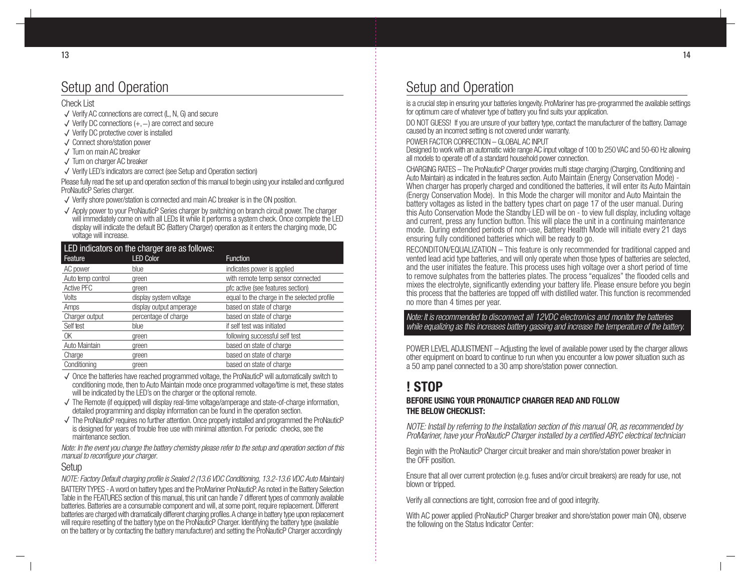# Setup and Operation

Check List

- ✓ Verify AC connections are correct (L, N, G) and secure
- ✓ Verify DC connections (+, –) are correct and secure
- ✓ Verify DC protective cover is installed
- ✓ Connect shore/station power
- ✓ Turn on main AC breaker
- ✓ Turn on charger AC breaker
- ✓ Verify LED's indicators are correct (see Setup and Operation section)

Please fully read the set up and operation section of this manual to begin using your installed and configured ProNauticP Series charger.

- ✓ Verify shore power/station is connected and main AC breaker is in the ON position.
- ✓ Apply power to your ProNauticP Series charger by switching on branch circuit power. The charger will immediately come on with all LEDs lit while it performs a system check. Once complete the LED display will indicate the default BC (Battery Charger) operation as it enters the charging mode, DC voltage will increase.

**LED indicators on the charger are as follows:**

| Feature | LED Color | Function |
|---|---|---|
| AC power | blue | indicates power is applied |
| Auto temp control | green | with remote temp sensor connected |
| Active PFC | green | pfc active (see features section) |
| Volts | display system voltage | equal to the charge in the selected profile |
| Amps | display output amperage | based on state of charge |
| Charger output | percentage of charge | based on state of charge |
| Self test | blue | if self test was initiated |
| OK | green | following successful self test |
| Auto Maintain | green | based on state of charge |
| Charge | green | based on state of charge |
| Conditioning | green | based on state of charge |

- ✓ Once the batteries have reached programmed voltage, the ProNauticP will automatically switch to conditioning mode, then to Auto Maintain mode once programmed voltage/time is met, these states will be indicated by the LED's on the charger or the optional remote.
- ✓ The Remote (if equipped) will display real-time voltage/amperage and state-of-charge information, detailed programming and display information can be found in the operation section.
- ✓ The ProNauticP requires no further attention. Once properly installed and programmed the ProNauticP is designed for years of trouble free use with minimal attention. For periodic checks, see the maintenance section.

*Note: In the event you change the battery chemistry please refer to the setup and operation section of this manual to reconfigure your charger.*

## Setup

*NOTE: Factory Default charging profile is Sealed 2 (13.6 VDC Conditioning, 13.2-13.6 VDC Auto Maintain)*

BATTERY TYPES - A word on battery types and the ProMariner ProNauticP. As noted in the Battery Selection Table in the FEATURES section of this manual, this unit can handle 7 different types of commonly available batteries. Batteries are a consumable component and will, at some point, require replacement. Different batteries are charged with dramatically different charging profiles. A change in battery type upon replacement will require resetting of the battery type on the ProNauticP Charger. Identifying the battery type (available on the battery or by contacting the battery manufacturer) and setting the ProNauticP Charger accordingly is a crucial step in ensuring your batteries longevity. ProMariner has pre-programmed the available settings for optimum care of whatever type of battery you find suits your application.

DO NOT GUESS! If you are unsure of your battery type, contact the manufacturer of the battery. Damage caused by an incorrect setting is not covered under warranty.

POWER FACTOR CORRECTION – GLOBAL AC INPUT
Designed to work with an automatic wide range AC input voltage of 100 to 250 VAC and 50-60 Hz allowing all models to operate off of a standard household power connection.

CHARGING RATES – The ProNauticP Charger provides multi stage charging (Charging, Conditioning and Auto Maintain) as indicated in the features section. Auto Maintain (Energy Conservation Mode) - When charger has properly charged and conditioned the batteries, it will enter its Auto Maintain (Energy Conservation Mode). In this Mode the charger will monitor and Auto Maintain the battery voltages as listed in the battery types chart on page 17 of the user manual. During this Auto Conservation Mode the Standby LED will be on - to view full display, including voltage and current, press any function button. This will place the unit in a continuing maintenance mode. During extended periods of non-use, Battery Health Mode will initiate every 21 days ensuring fully conditioned batteries which will be ready to go.

RECONDITON/EQUALIZATION – This feature is only recommended for traditional capped and vented lead acid type batteries, and will only operate when those types of batteries are selected, and the user initiates the feature. This process uses high voltage over a short period of time to remove sulphates from the batteries plates. The process "equalizes" the flooded cells and mixes the electrolyte, significantly extending your battery life. Please ensure before you begin this process that the batteries are topped off with distilled water. This function is recommended no more than 4 times per year.

*Note: It is recommended to disconnect all 12VDC electronics and monitor the batteries while equalizing as this increases battery gassing and increase the temperature of the battery.*

POWER LEVEL ADJUSTMENT – Adjusting the level of available power used by the charger allows other equipment on board to continue to run when you encounter a low power situation such as a 50 amp panel connected to a 30 amp shore/station power connection.

# ! STOP

**BEFORE USING YOUR PRONAUTICP CHARGER READ AND FOLLOW THE BELOW CHECKLIST:**

*NOTE: Install by referring to the Installation section of this manual OR, as recommended by ProMariner, have your ProNauticP Charger installed by a certified ABYC electrical technician*

Begin with the ProNauticP Charger circuit breaker and main shore/station power breaker in the OFF position.

Ensure that all over current protection (e.g. fuses and/or circuit breakers) are ready for use, not blown or tripped.

Verify all connections are tight, corrosion free and of good integrity.

With AC power applied (ProNauticP Charger breaker and shore/station power main ON), observe the following on the Status Indicator Center: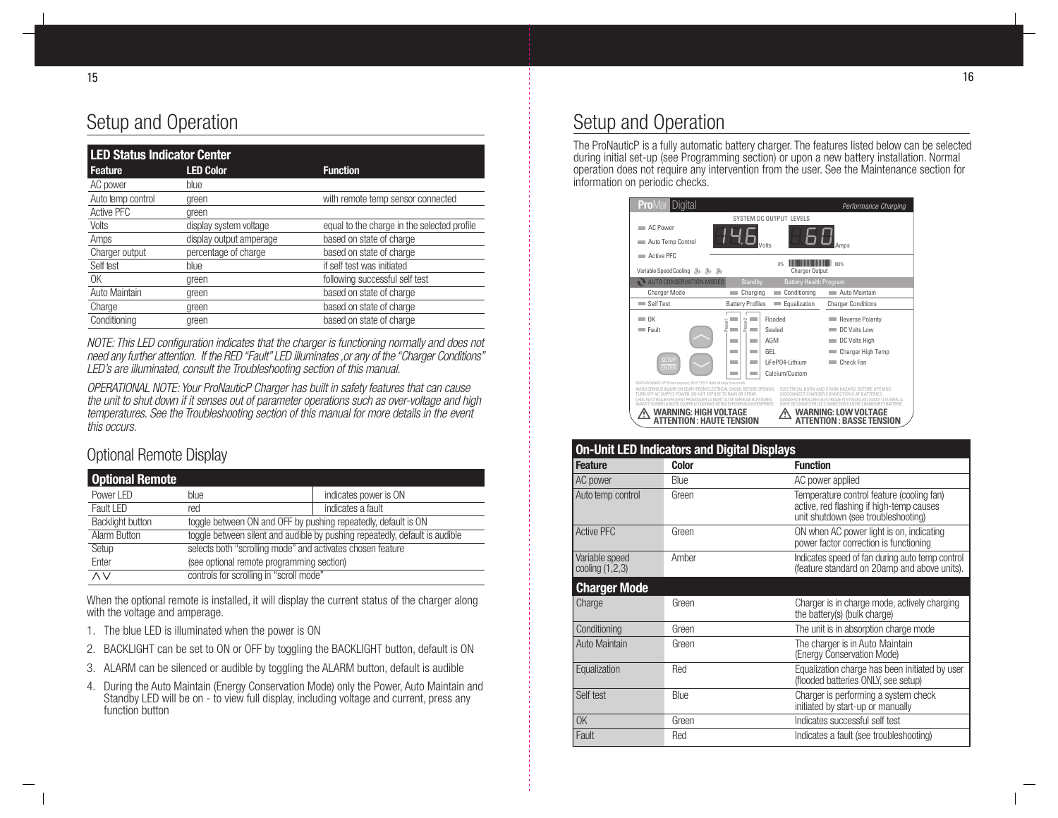# Setup and Operation

| LED Status Indicator Center | | |
|---|---|---|
| **Feature** | **LED Color** | **Function** |
| AC power | blue | |
| Auto temp control | green | with remote temp sensor connected |
| Active PFC | green | |
| Volts | display system voltage | equal to the charge in the selected profile |
| Amps | display output amperage | based on state of charge |
| Charger output | percentage of charge | based on state of charge |
| Self test | blue | if self test was initiated |
| OK | green | following successful self test |
| Auto Maintain | green | based on state of charge |
| Charge | green | based on state of charge |
| Conditioning | green | based on state of charge |

*NOTE: This LED configuration indicates that the charger is functioning normally and does not need any further attention. If the RED "Fault" LED illuminates ,or any of the "Charger Conditions" LED's are illuminated, consult the Troubleshooting section of this manual.*

*OPERATIONAL NOTE: Your ProNauticP Charger has built in safety features that can cause the unit to shut down if it senses out of parameter operations such as over-voltage and high temperatures. See the Troubleshooting section of this manual for more details in the event this occurs.*

## Optional Remote Display

| Optional Remote | | |
|---|---|---|
| Power LED | blue | indicates power is ON |
| Fault LED | red | indicates a fault |
| Backlight button | toggle between ON and OFF by pushing repeatedly, default is ON | |
| Alarm Button | toggle between silent and audible by pushing repeatedly, default is audible | |
| Setup | selects both "scrolling mode" and activates chosen feature | |
| Enter | (see optional remote programming section) | |
| ⋀⋁ | controls for scrolling in "scroll mode" | |

When the optional remote is installed, it will display the current status of the charger along with the voltage and amperage.

1. The blue LED is illuminated when the power is ON
2. BACKLIGHT can be set to ON or OFF by toggling the BACKLIGHT button, default is ON
3. ALARM can be silenced or audible by toggling the ALARM button, default is audible
4. During the Auto Maintain (Energy Conservation Mode) only the Power, Auto Maintain and Standby LED will be on - to view full display, including voltage and current, press any function button

# Setup and Operation

The ProNauticP is a fully automatic battery charger. The features listed below can be selected during initial set-up (see Programming section) or upon a new battery installation. Normal operation does not require any intervention from the user. See the Maintenance section for information on periodic checks.

| On-Unit LED Indicators and Digital Displays | | |
|---|---|---|
| **Feature** | **Color** | **Function** |
| AC power | Blue | AC power applied |
| Auto temp control | Green | Temperature control feature (cooling fan) active, red flashing if high-temp causes unit shutdown (see troubleshooting) |
| Active PFC | Green | ON when AC power light is on, indicating power factor correction is functioning |
| Variable speed cooling (1,2,3) | Amber | Indicates speed of fan during auto temp control (feature standard on 20amp and above units). |
| **Charger Mode** | | |
| Charge | Green | Charger is in charge mode, actively charging the battery(s) (bulk charge) |
| Conditioning | Green | The unit is in absorption charge mode |
| Auto Maintain | Green | The charger is in Auto Maintain (Energy Conservation Mode) |
| Equalization | Red | Equalization charge has been initiated by user (flooded batteries ONLY, see setup) |
| Self test | Blue | Charger is performing a system check initiated by start-up or manually |
| OK | Green | Indicates successful self test |
| Fault | Red | Indicates a fault (see troubleshooting) |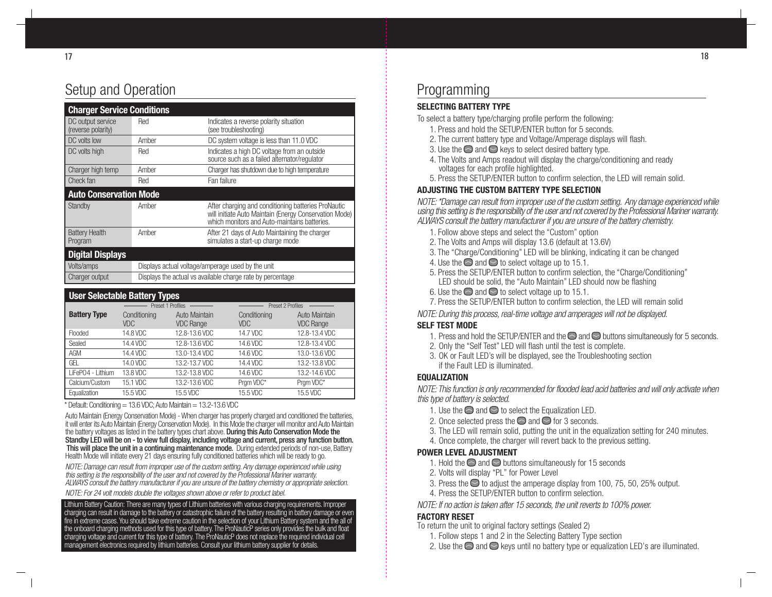# Setup and Operation

| Charger Service Conditions | | |
|---|---|---|
| DC output service (reverse polarity) | Red | Indicates a reverse polarity situation (see troubleshooting) |
| DC volts low | Amber | DC system voltage is less than 11.0 VDC |
| DC volts high | Red | Indicates a high DC voltage from an outside source such as a failed alternator/regulator |
| Charger high temp | Amber | Charger has shutdown due to high temperature |
| Check fan | Red | Fan failure |
| **Auto Conservation Mode** | | |
| Standby | Amber | After charging and conditioning batteries ProNautic will initiate Auto Maintain (Energy Conservation Mode) which monitors and Auto-maintains batteries. |
| Battery Health Program | Amber | After 21 days of Auto Maintaining the charger simulates a start-up charge mode |
| **Digital Displays** | | |
| Volts/amps | Displays actual voltage/amperage used by the unit | |
| Charger output | Displays the actual vs available charge rate by percentage | |

| User Selectable Battery Types | Preset 1 Profiles | | Preset 2 Profiles | |
|---|---|---|---|---|
| **Battery Type** | Conditioning VDC | Auto Maintain VDC Range | Conditioning VDC | Auto Maintain VDC Range |
| Flooded | 14.8 VDC | 12.8-13.6 VDC | 14.7 VDC | 12.8-13.4 VDC |
| Sealed | 14.4 VDC | 12.8-13.6 VDC | 14.6 VDC | 12.8-13.4 VDC |
| AGM | 14.4 VDC | 13.0-13.4 VDC | 14.6 VDC | 13.0-13.6 VDC |
| GEL | 14.0 VDC | 13.2-13.7 VDC | 14.4 VDC | 13.2-13.8 VDC |
| LiFePO4 - Lithium | 13.8 VDC | 13.2-13.8 VDC | 14.6 VDC | 13.2-14.6 VDC |
| Calcium/Custom | 15.1 VDC | 13.2-13.6 VDC | Prgm VDC* | Prgm VDC* |
| Equalization | 15.5 VDC | 15.5 VDC | 15.5 VDC | 15.5 VDC |

* Default: Conditioning = 13.6 VDC; Auto Maintain = 13.2-13.6 VDC

Auto Maintain (Energy Conservation Mode) - When charger has properly charged and conditioned the batteries, it will enter its Auto Maintain (Energy Conservation Mode). In this Mode the charger will monitor and Auto Maintain the battery voltages as listed in the battery types chart above. **During this Auto Conservation Mode the Standby LED will be on - to view full display, including voltage and current, press any function button. This will place the unit in a continuing maintenance mode.** During extended periods of non-use, Battery Health Mode will initiate every 21 days ensuring fully conditioned batteries which will be ready to go.

*NOTE: Damage can result from improper use of the custom setting. Any damage experienced while using this setting is the responsibility of the user and not covered by the Professional Mariner warranty. ALWAYS consult the battery manufacturer if you are unsure of the battery chemistry or appropriate selection.*

*NOTE: For 24 volt models double the voltages shown above or refer to product label.*

Lithium Battery Caution: There are many types of Lithium batteries with various charging requirements. Improper charging can result in damage to the battery or catastrophic failure of the battery resulting in battery damage or even fire in extreme cases. You should take extreme caution in the selection of your Lithium Battery system and the all of the onboard charging methods used for this type of battery. The ProNauticP series only provides the bulk and float charging voltage and current for this type of battery. The ProNauticP does not replace the required individual cell management electronics required by lithium batteries. Consult your lithium battery supplier for details.

# Programming

### SELECTING BATTERY TYPE

To select a battery type/charging profile perform the following:

1. Press and hold the SETUP/ENTER button for 5 seconds.
2. The current battery type and Voltage/Amperage displays will flash.
3. Use the ⊖ and ⊖ keys to select desired battery type.
4. The Volts and Amps readout will display the charge/conditioning and ready voltages for each profile highlighted.
5. Press the SETUP/ENTER button to confirm selection, the LED will remain solid.

### ADJUSTING THE CUSTOM BATTERY TYPE SELECTION

*NOTE: \*Damage can result from improper use of the custom setting. Any damage experienced while using this setting is the responsibility of the user and not covered by the Professional Mariner warranty. ALWAYS consult the battery manufacturer if you are unsure of the battery chemistry.*

1. Follow above steps and select the "Custom" option
2. The Volts and Amps will display 13.6 (default at 13.6V)
3. The "Charge/Conditioning" LED will be blinking, indicating it can be changed
4. Use the ⊖ and ⊖ to select voltage up to 15.1.
5. Press the SETUP/ENTER button to confirm selection, the "Charge/Conditioning" LED should be solid, the "Auto Maintain" LED should now be flashing
6. Use the ⊖ and ⊖ to select voltage up to 15.1.
7. Press the SETUP/ENTER button to confirm selection, the LED will remain solid

*NOTE: During this process, real-time voltage and amperages will not be displayed.*

### SELF TEST MODE

1. Press and hold the SETUP/ENTER and the ⊖ and ⊖ buttons simultaneously for 5 seconds.
2. Only the "Self Test" LED will flash until the test is complete.
3. OK or Fault LED's will be displayed, see the Troubleshooting section if the Fault LED is illuminated.

### EQUALIZATION

*NOTE: This function is only recommended for flooded lead acid batteries and will only activate when this type of battery is selected.*

1. Use the ⊖ and ⊖ to select the Equalization LED.
2. Once selected press the ⊖ and ⊖ for 3 seconds.
3. The LED will remain solid, putting the unit in the equalization setting for 240 minutes.
4. Once complete, the charger will revert back to the previous setting.

### POWER LEVEL ADJUSTMENT

1. Hold the ⊖ and ⊖ buttons simultaneously for 15 seconds
2. Volts will display "PL" for Power Level
3. Press the ⊖ to adjust the amperage display from 100, 75, 50, 25% output.
4. Press the SETUP/ENTER button to confirm selection.

*NOTE: If no action is taken after 15 seconds, the unit reverts to 100% power.*

### FACTORY RESET

To return the unit to original factory settings (Sealed 2)

1. Follow steps 1 and 2 in the Selecting Battery Type section
2. Use the ⊖ and ⊖ keys until no battery type or equalization LED's are illuminated.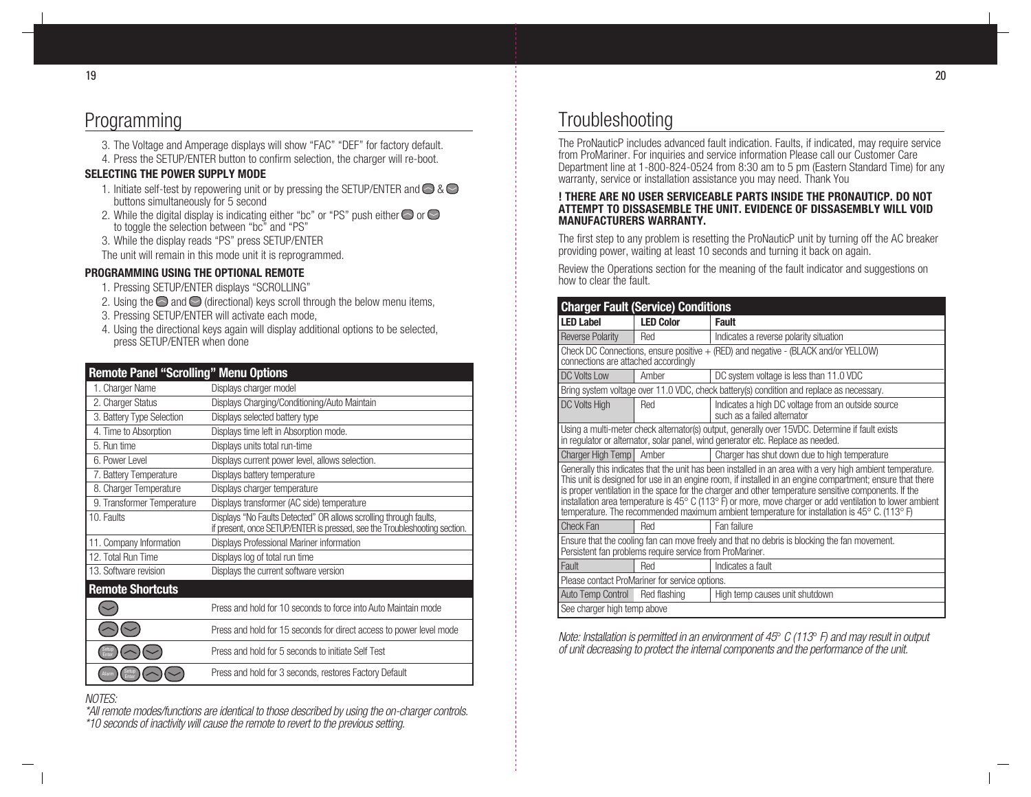# Programming

3. The Voltage and Amperage displays will show "FAC" "DEF" for factory default.
4. Press the SETUP/ENTER button to confirm selection, the charger will re-boot.

**SELECTING THE POWER SUPPLY MODE**

1. Initiate self-test by repowering unit or by pressing the SETUP/ENTER and ⌃ & ⌄ buttons simultaneously for 5 second
2. While the digital display is indicating either "bc" or "PS" push either ⌃ or ⌄ to toggle the selection between "bc" and "PS"
3. While the display reads "PS" press SETUP/ENTER

The unit will remain in this mode unit it is reprogrammed.

**PROGRAMMING USING THE OPTIONAL REMOTE**

1. Pressing SETUP/ENTER displays "SCROLLING"
2. Using the ⌃ and ⌄ (directional) keys scroll through the below menu items,
3. Pressing SETUP/ENTER will activate each mode,
4. Using the directional keys again will display additional options to be selected, press SETUP/ENTER when done

| Remote Panel "Scrolling" Menu Options | |
|---|---|
| 1. Charger Name | Displays charger model |
| 2. Charger Status | Displays Charging/Conditioning/Auto Maintain |
| 3. Battery Type Selection | Displays selected battery type |
| 4. Time to Absorption | Displays time left in Absorption mode. |
| 5. Run time | Displays units total run-time |
| 6. Power Level | Displays current power level, allows selection. |
| 7. Battery Temperature | Displays battery temperature |
| 8. Charger Temperature | Displays charger temperature |
| 9. Transformer Temperature | Displays transformer (AC side) temperature |
| 10. Faults | Displays "No Faults Detected" OR allows scrolling through faults, if present, once SETUP/ENTER is pressed, see the Troubleshooting section. |
| 11. Company Information | Displays Professional Mariner information |
| 12. Total Run Time | Displays log of total run time |
| 13. Software revision | Displays the current software version |

| Remote Shortcuts | |
|---|---|
| ⌄ | Press and hold for 10 seconds to force into Auto Maintain mode |
| ⌃ ⌄ | Press and hold for 15 seconds for direct access to power level mode |
| Setup Enter ⌃ ⌄ | Press and hold for 5 seconds to initiate Self Test |
| Alarm Setup Enter ⌃ ⌄ | Press and hold for 3 seconds, restores Factory Default |

*NOTES:*
*\*All remote modes/functions are identical to those described by using the on-charger controls.*
*\*10 seconds of inactivity will cause the remote to revert to the previous setting.*

# Troubleshooting

The ProNauticP includes advanced fault indication. Faults, if indicated, may require service from ProMariner. For inquiries and service information Please call our Customer Care Department line at 1-800-824-0524 from 8:30 am to 5 pm (Eastern Standard Time) for any warranty, service or installation assistance you may need. Thank You

**! THERE ARE NO USER SERVICEABLE PARTS INSIDE THE PRONAUTICP. DO NOT ATTEMPT TO DISSASEMBLE THE UNIT. EVIDENCE OF DISSASEMBLY WILL VOID MANUFACTURERS WARRANTY.**

The first step to any problem is resetting the ProNauticP unit by turning off the AC breaker providing power, waiting at least 10 seconds and turning it back on again.

Review the Operations section for the meaning of the fault indicator and suggestions on how to clear the fault.

**Charger Fault (Service) Conditions**

| LED Label | LED Color | Fault |
|---|---|---|
| Reverse Polarity | Red | Indicates a reverse polarity situation |
| Check DC Connections, ensure positive + (RED) and negative - (BLACK and/or YELLOW) connections are attached accordingly | | |
| DC Volts Low | Amber | DC system voltage is less than 11.0 VDC |
| Bring system voltage over 11.0 VDC, check battery(s) condition and replace as necessary. | | |
| DC Volts High | Red | Indicates a high DC voltage from an outside source such as a failed alternator |
| Using a multi-meter check alternator(s) output, generally over 15VDC. Determine if fault exists in regulator or alternator, solar panel, wind generator etc. Replace as needed. | | |
| Charger High Temp | Amber | Charger has shut down due to high temperature |
| Generally this indicates that the unit has been installed in an area with a very high ambient temperature. This unit is designed for use in an engine room, if installed in an engine compartment; ensure that there is proper ventilation in the space for the charger and other temperature sensitive components. If the installation area temperature is 45° C (113° F) or more, move charger or add ventilation to lower ambient temperature. The recommended maximum ambient temperature for installation is 45° C. (113° F) | | |
| Check Fan | Red | Fan failure |
| Ensure that the cooling fan can move freely and that no debris is blocking the fan movement. Persistent fan problems require service from ProMariner. | | |
| Fault | Red | Indicates a fault |
| Please contact ProMariner for service options. | | |
| Auto Temp Control | Red flashing | High temp causes unit shutdown |
| See charger high temp above | | |

*Note: Installation is permitted in an environment of 45° C (113° F) and may result in output of unit decreasing to protect the internal components and the performance of the unit.*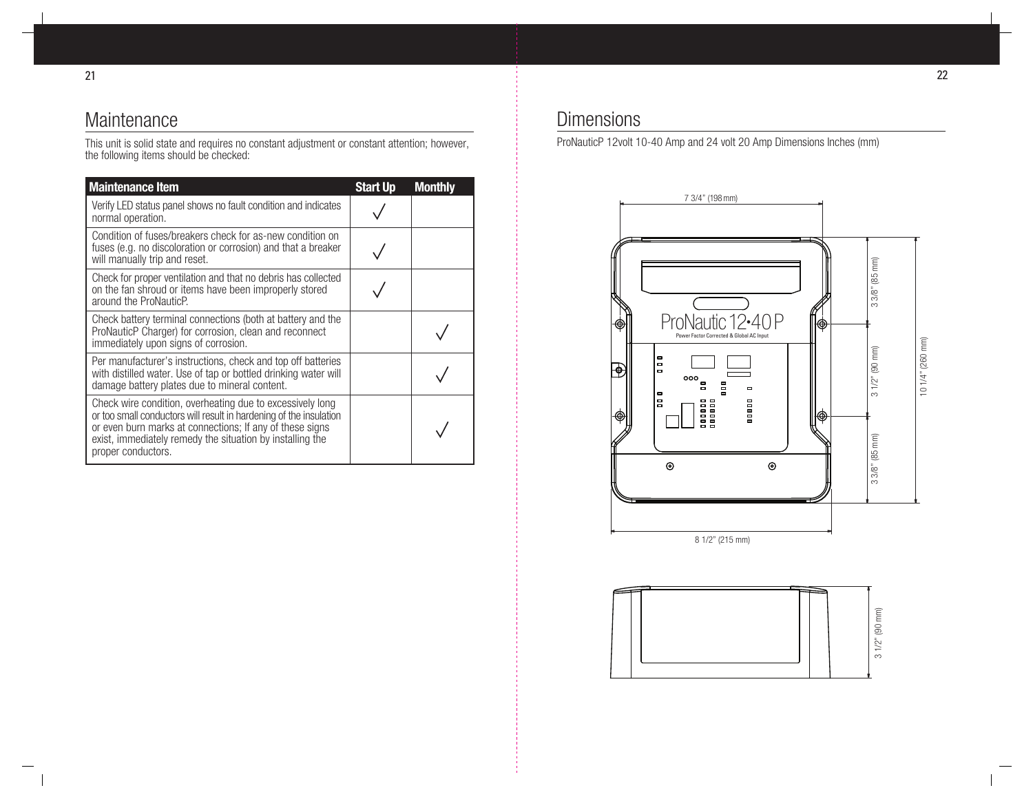## Maintenance

This unit is solid state and requires no constant adjustment or constant attention; however, the following items should be checked:

| Maintenance Item | Start Up | Monthly |
|---|---|---|
| Verify LED status panel shows no fault condition and indicates normal operation. | √ | |
| Condition of fuses/breakers check for as-new condition on fuses (e.g. no discoloration or corrosion) and that a breaker will manually trip and reset. | √ | |
| Check for proper ventilation and that no debris has collected on the fan shroud or items have been improperly stored around the ProNauticP. | √ | |
| Check battery terminal connections (both at battery and the ProNauticP Charger) for corrosion, clean and reconnect immediately upon signs of corrosion. | | √ |
| Per manufacturer's instructions, check and top off batteries with distilled water. Use of tap or bottled drinking water will damage battery plates due to mineral content. | | √ |
| Check wire condition, overheating due to excessively long or too small conductors will result in hardening of the insulation or even burn marks at connections; If any of these signs exist, immediately remedy the situation by installing the proper conductors. | | √ |

## Dimensions

ProNauticP 12volt 10-40 Amp and 24 volt 20 Amp Dimensions Inches (mm)

7 3/4" (198 mm)

3 3/8" (85 mm)

3 1/2" (90 mm)

3 3/8" (85 mm)

10 1/4" (260 mm)

8 1/2" (215 mm)

3 1/2" (90 mm)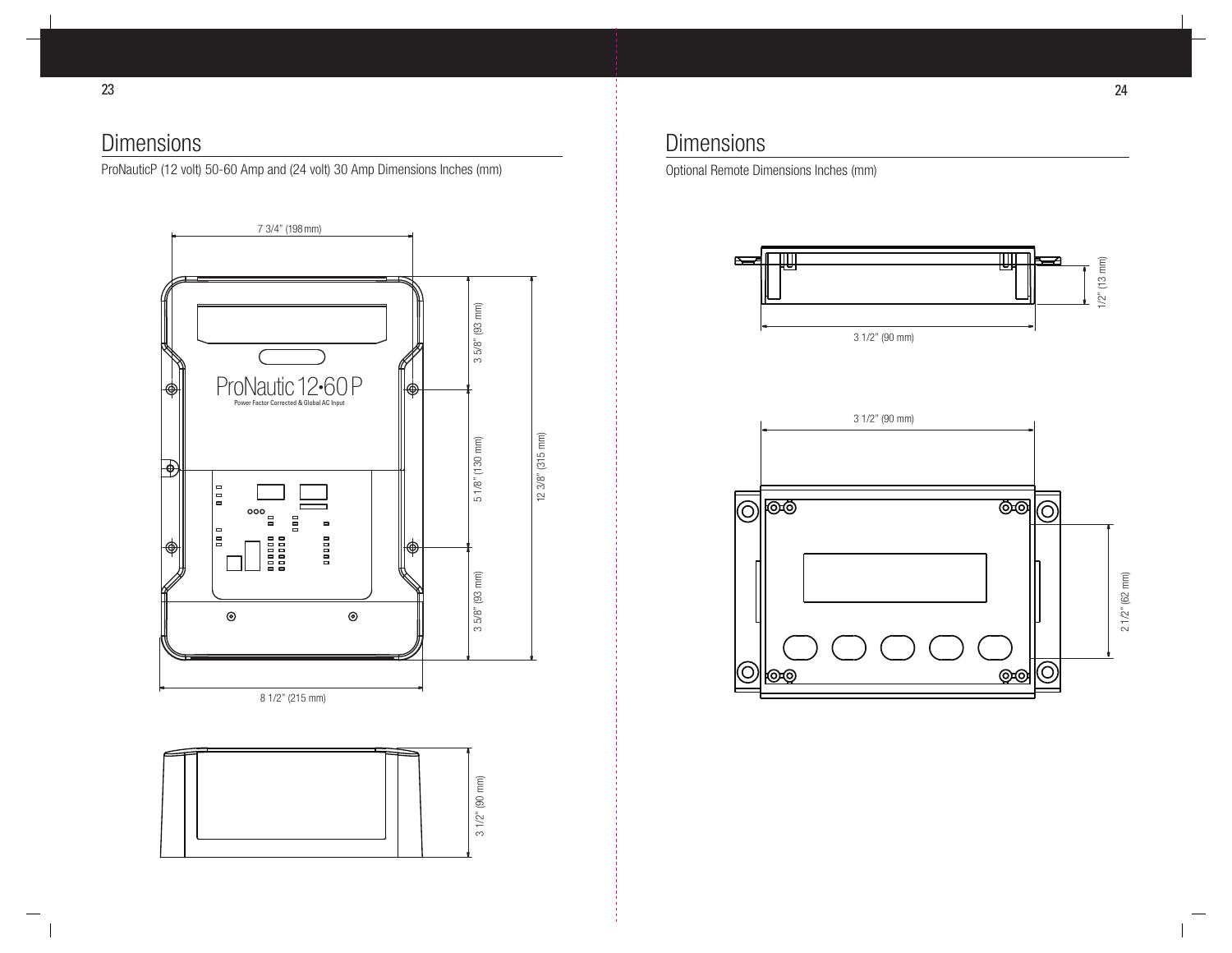## Dimensions

ProNauticP (12 volt) 50-60 Amp and (24 volt) 30 Amp Dimensions Inches (mm)

7 3/4" (198 mm)

3 5/8" (93 mm)

5 1/8" (130 mm)

3 5/8" (93 mm)

12 3/8" (315 mm)

ProNautic 12•60 P

Power Factor Corrected & Global AC Input

8 1/2" (215 mm)

3 1/2" (90 mm)

## Dimensions

Optional Remote Dimensions Inches (mm)

1/2" (13 mm)

3 1/2" (90 mm)

3 1/2" (90 mm)

2 1/2" (62 mm)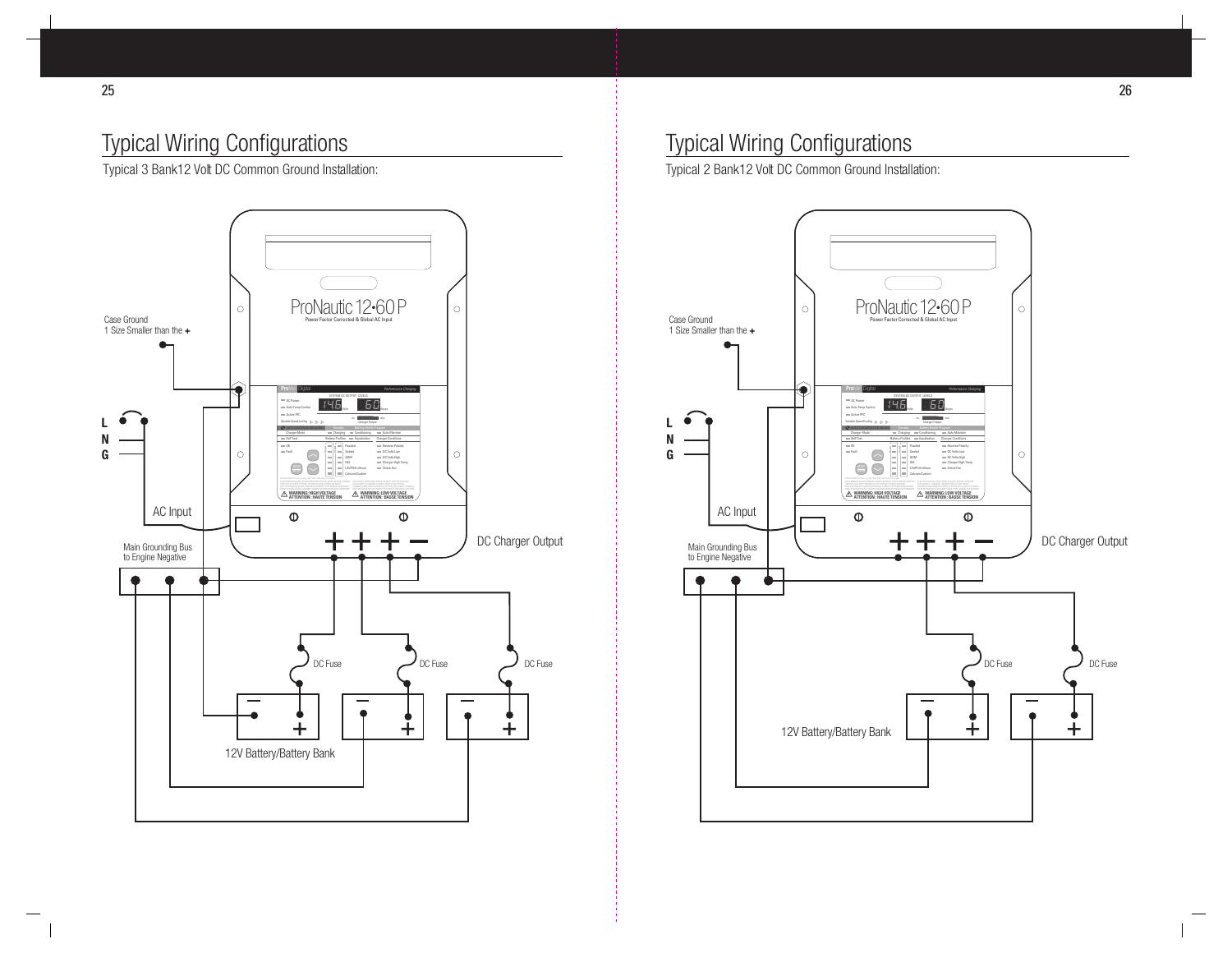# Typical Wiring Configurations

Typical 3 Bank12 Volt DC Common Ground Installation:

Case Ground
1 Size Smaller than the +

L
N
G

AC Input

Main Grounding Bus
to Engine Negative

ProNautic 12•60 P
Power Factor Corrected & Global AC Input

DC Charger Output

DC Fuse

DC Fuse

DC Fuse

12V Battery/Battery Bank

# Typical Wiring Configurations

Typical 2 Bank12 Volt DC Common Ground Installation:

Case Ground
1 Size Smaller than the +

L
N
G

AC Input

Main Grounding Bus
to Engine Negative

ProNautic 12•60 P
Power Factor Corrected & Global AC Input

DC Charger Output

DC Fuse

DC Fuse

12V Battery/Battery Bank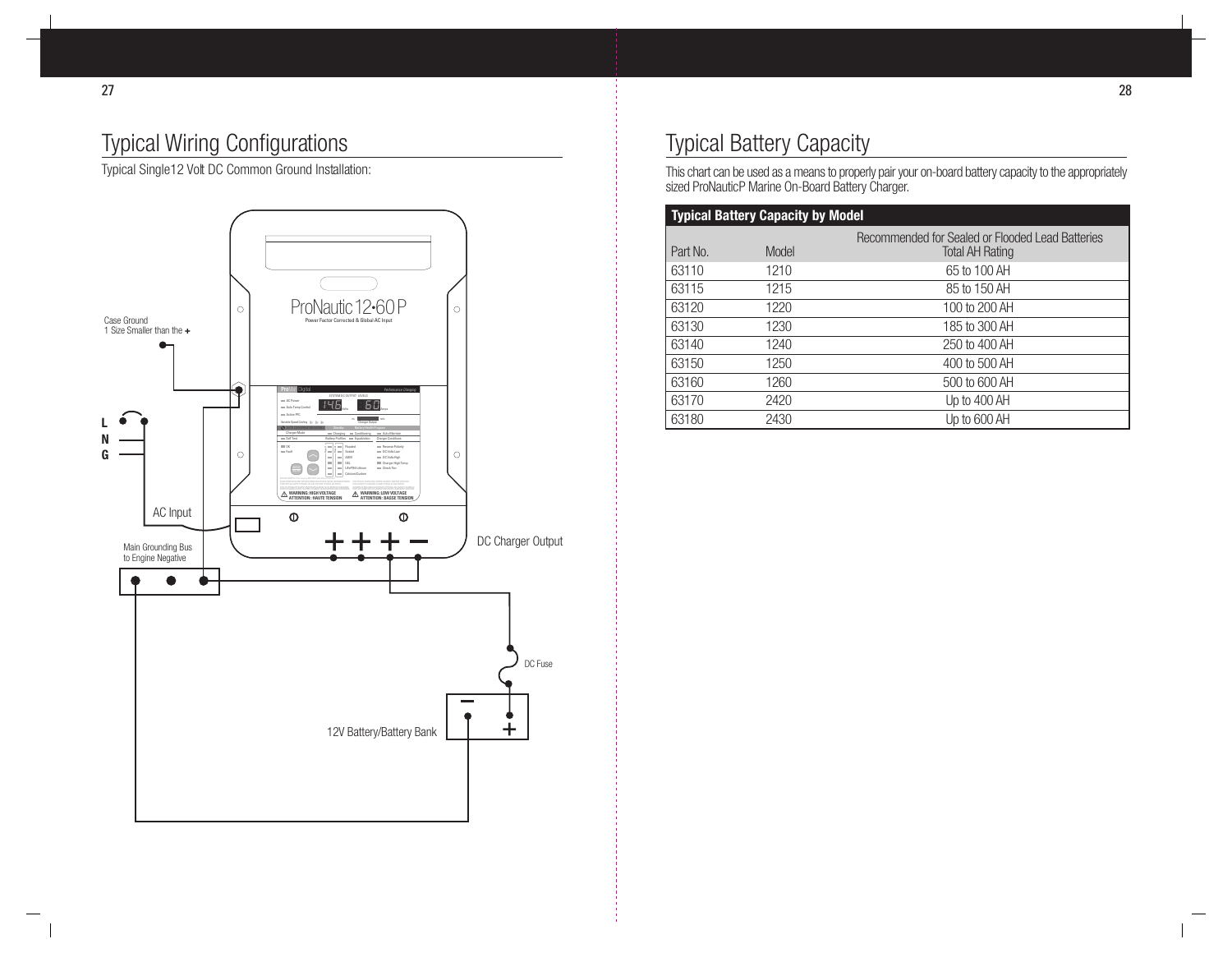## Typical Wiring Configurations

Typical Single12 Volt DC Common Ground Installation:

Case Ground
1 Size Smaller than the +

L
N
G

AC Input

Main Grounding Bus
to Engine Negative

ProNautic 12•60 P
Power Factor Corrected & Global AC Input

DC Charger Output

DC Fuse

12V Battery/Battery Bank

## Typical Battery Capacity

This chart can be used as a means to properly pair your on-board battery capacity to the appropriately sized ProNauticP Marine On-Board Battery Charger.

| Typical Battery Capacity by Model | | |
|---|---|---|
| Part No. | Model | Recommended for Sealed or Flooded Lead Batteries Total AH Rating |
| 63110 | 1210 | 65 to 100 AH |
| 63115 | 1215 | 85 to 150 AH |
| 63120 | 1220 | 100 to 200 AH |
| 63130 | 1230 | 185 to 300 AH |
| 63140 | 1240 | 250 to 400 AH |
| 63150 | 1250 | 400 to 500 AH |
| 63160 | 1260 | 500 to 600 AH |
| 63170 | 2420 | Up to 400 AH |
| 63180 | 2430 | Up to 600 AH |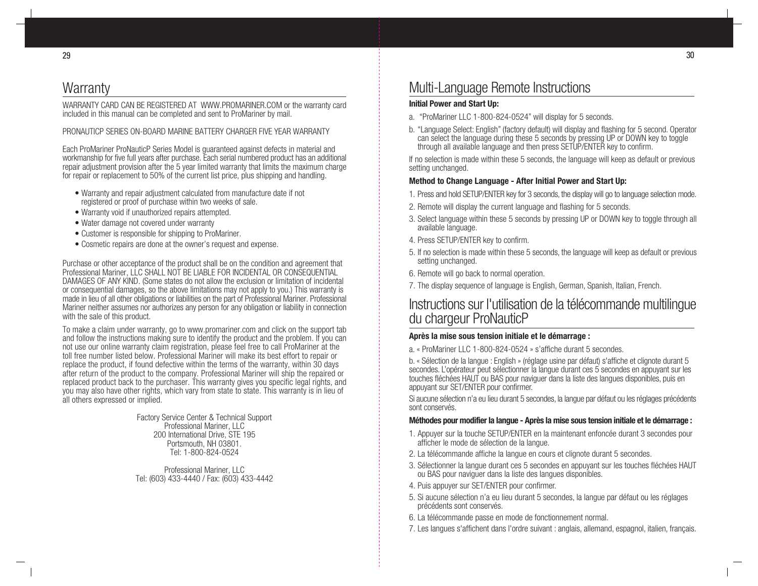## Warranty

WARRANTY CARD CAN BE REGISTERED AT WWW.PROMARINER.COM or the warranty card included in this manual can be completed and sent to ProMariner by mail.

PRONAUTICP SERIES ON-BOARD MARINE BATTERY CHARGER FIVE YEAR WARRANTY

Each ProMariner ProNauticP Series Model is guaranteed against defects in material and workmanship for five full years after purchase. Each serial numbered product has an additional repair adjustment provision after the 5 year limited warranty that limits the maximum charge for repair or replacement to 50% of the current list price, plus shipping and handling.

- Warranty and repair adjustment calculated from manufacture date if not registered or proof of purchase within two weeks of sale.
- Warranty void if unauthorized repairs attempted.
- Water damage not covered under warranty
- Customer is responsible for shipping to ProMariner.
- Cosmetic repairs are done at the owner's request and expense.

Purchase or other acceptance of the product shall be on the condition and agreement that Professional Mariner, LLC SHALL NOT BE LIABLE FOR INCIDENTAL OR CONSEQUENTIAL DAMAGES OF ANY KIND. (Some states do not allow the exclusion or limitation of incidental or consequential damages, so the above limitations may not apply to you.) This warranty is made in lieu of all other obligations or liabilities on the part of Professional Mariner. Professional Mariner neither assumes nor authorizes any person for any obligation or liability in connection with the sale of this product.

To make a claim under warranty, go to www.promariner.com and click on the support tab and follow the instructions making sure to identify the product and the problem. If you can not use our online warranty claim registration, please feel free to call ProMariner at the toll free number listed below. Professional Mariner will make its best effort to repair or replace the product, if found defective within the terms of the warranty, within 30 days after return of the product to the company. Professional Mariner will ship the repaired or replaced product back to the purchaser. This warranty gives you specific legal rights, and you may also have other rights, which vary from state to state. This warranty is in lieu of all others expressed or implied.

Factory Service Center & Technical Support
Professional Mariner, LLC
200 International Drive, STE 195
Portsmouth, NH 03801.
Tel: 1-800-824-0524

Professional Mariner, LLC
Tel: (603) 433-4440 / Fax: (603) 433-4442

## Multi-Language Remote Instructions

**Initial Power and Start Up:**

a. "ProMariner LLC 1-800-824-0524" will display for 5 seconds.

b. "Language Select: English" (factory default) will display and flashing for 5 second. Operator can select the language during these 5 seconds by pressing UP or DOWN key to toggle through all available language and then press SETUP/ENTER key to confirm.

If no selection is made within these 5 seconds, the language will keep as default or previous setting unchanged.

**Method to Change Language - After Initial Power and Start Up:**

1. Press and hold SETUP/ENTER key for 3 seconds, the display will go to language selection mode.
2. Remote will display the current language and flashing for 5 seconds.
3. Select language within these 5 seconds by pressing UP or DOWN key to toggle through all available language.
4. Press SETUP/ENTER key to confirm.
5. If no selection is made within these 5 seconds, the language will keep as default or previous setting unchanged.
6. Remote will go back to normal operation.
7. The display sequence of language is English, German, Spanish, Italian, French.

## Instructions sur l'utilisation de la télécommande multilingue du chargeur ProNauticP

**Après la mise sous tension initiale et le démarrage :**

a. « ProMariner LLC 1-800-824-0524 » s'affiche durant 5 secondes.

b. « Sélection de la langue : English » (réglage usine par défaut) s'affiche et clignote durant 5 secondes. L'opérateur peut sélectionner la langue durant ces 5 secondes en appuyant sur les touches fléchées HAUT ou BAS pour naviguer dans la liste des langues disponibles, puis en appuyant sur SET/ENTER pour confirmer.

Si aucune sélection n'a eu lieu durant 5 secondes, la langue par défaut ou les réglages précédents sont conservés.

**Méthodes pour modifier la langue - Après la mise sous tension initiale et le démarrage :**

1. Appuyer sur la touche SETUP/ENTER en la maintenant enfoncée durant 3 secondes pour afficher le mode de sélection de la langue.
2. La télécommande affiche la langue en cours et clignote durant 5 secondes.
3. Sélectionner la langue durant ces 5 secondes en appuyant sur les touches fléchées HAUT ou BAS pour naviguer dans la liste des langues disponibles.
4. Puis appuyer sur SET/ENTER pour confirmer.
5. Si aucune sélection n'a eu lieu durant 5 secondes, la langue par défaut ou les réglages précédents sont conservés.
6. La télécommande passe en mode de fonctionnement normal.
7. Les langues s'affichent dans l'ordre suivant : anglais, allemand, espagnol, italien, français.